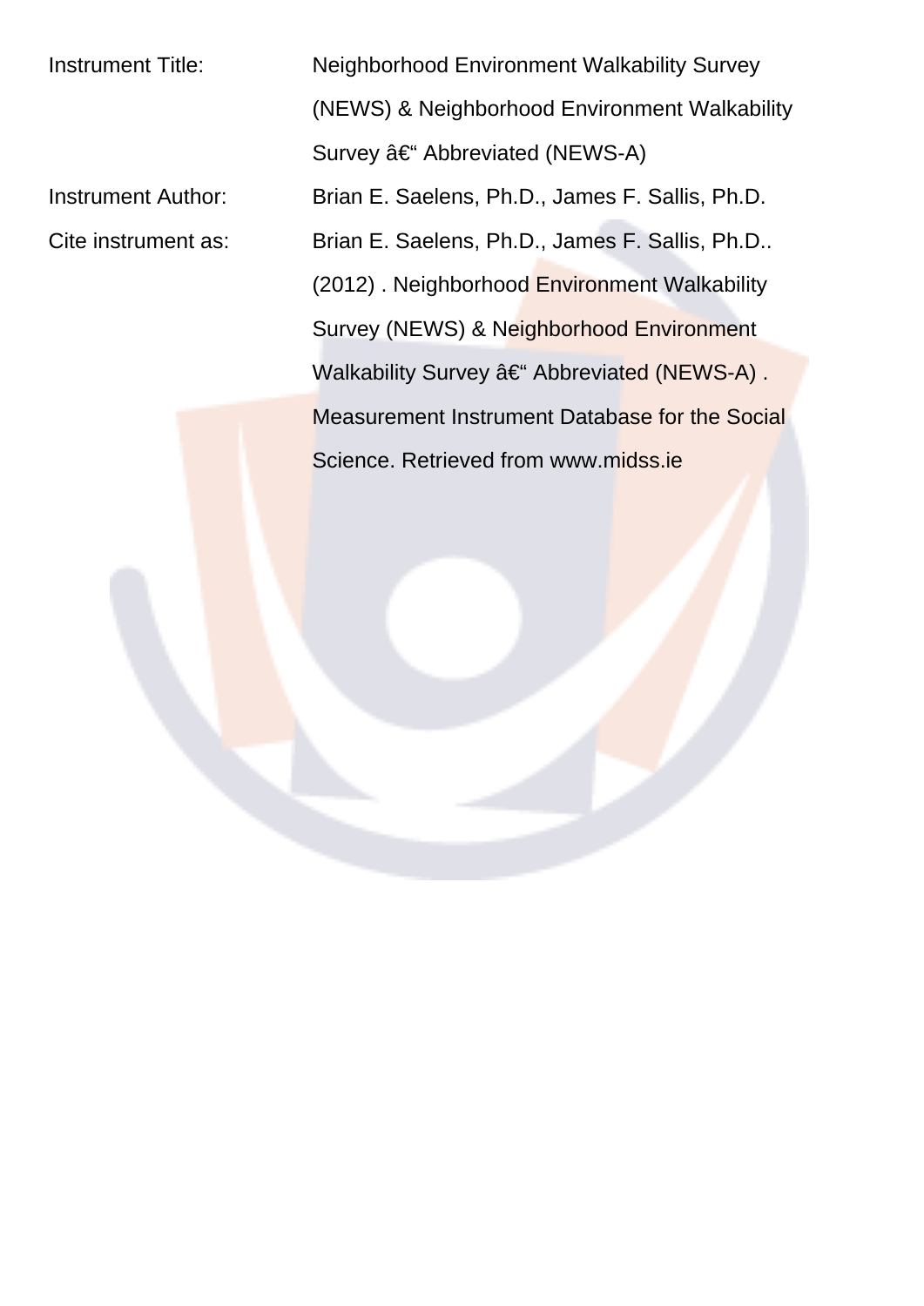| | |
|---|---|
| Instrument Title: | Neighborhood Environment Walkability Survey (NEWS) & Neighborhood Environment Walkability Survey â€“ Abbreviated (NEWS-A) |
| Instrument Author: | Brian E. Saelens, Ph.D., James F. Sallis, Ph.D. |
| Cite instrument as: | Brian E. Saelens, Ph.D., James F. Sallis, Ph.D.. (2012) . Neighborhood Environment Walkability Survey (NEWS) & Neighborhood Environment Walkability Survey â€“ Abbreviated (NEWS-A) . Measurement Instrument Database for the Social Science. Retrieved from www.midss.ie |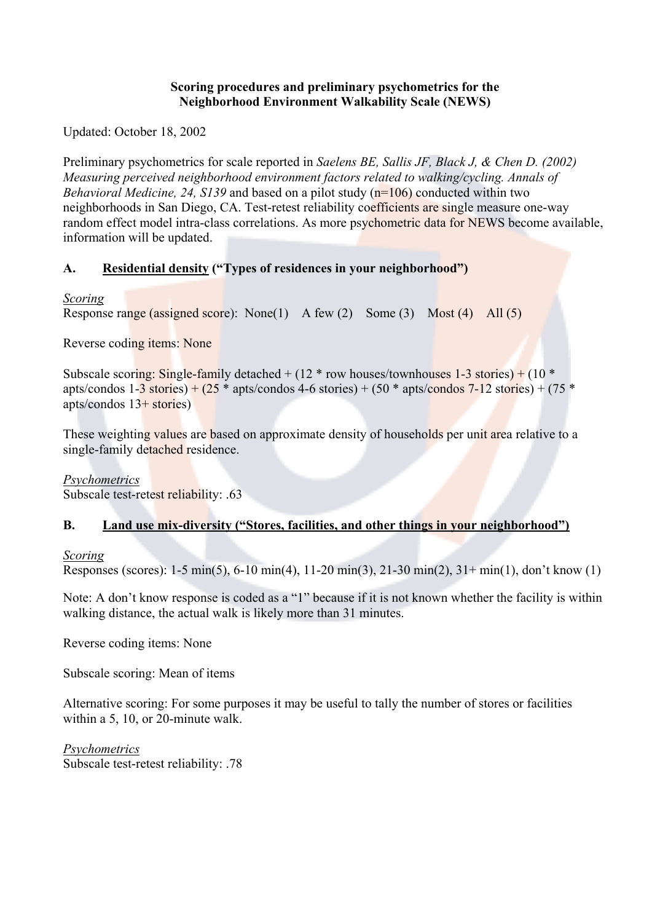**Scoring procedures and preliminary psychometrics for the Neighborhood Environment Walkability Scale (NEWS)**

Updated: October 18, 2002

Preliminary psychometrics for scale reported in *Saelens BE, Sallis JF, Black J, & Chen D. (2002) Measuring perceived neighborhood environment factors related to walking/cycling. Annals of Behavioral Medicine, 24, S139* and based on a pilot study (n=106) conducted within two neighborhoods in San Diego, CA. Test-retest reliability coefficients are single measure one-way random effect model intra-class correlations. As more psychometric data for NEWS become available, information will be updated.

## A. <u>Residential density</u> ("Types of residences in your neighborhood")

*<u>Scoring</u>*

Response range (assigned score): None(1) A few (2) Some (3) Most (4) All (5)

Reverse coding items: None

Subscale scoring: Single-family detached + (12 * row houses/townhouses 1-3 stories) + (10 * apts/condos 1-3 stories) + (25 * apts/condos 4-6 stories) + (50 * apts/condos 7-12 stories) + (75 * apts/condos 13+ stories)

These weighting values are based on approximate density of households per unit area relative to a single-family detached residence.

*<u>Psychometrics</u>*

Subscale test-retest reliability: .63

## B. <u>Land use mix-diversity ("Stores, facilities, and other things in your neighborhood")</u>

*<u>Scoring</u>*

Responses (scores): 1-5 min(5), 6-10 min(4), 11-20 min(3), 21-30 min(2), 31+ min(1), don't know (1)

Note: A don't know response is coded as a "1" because if it is not known whether the facility is within walking distance, the actual walk is likely more than 31 minutes.

Reverse coding items: None

Subscale scoring: Mean of items

Alternative scoring: For some purposes it may be useful to tally the number of stores or facilities within a 5, 10, or 20-minute walk.

*<u>Psychometrics</u>*

Subscale test-retest reliability: .78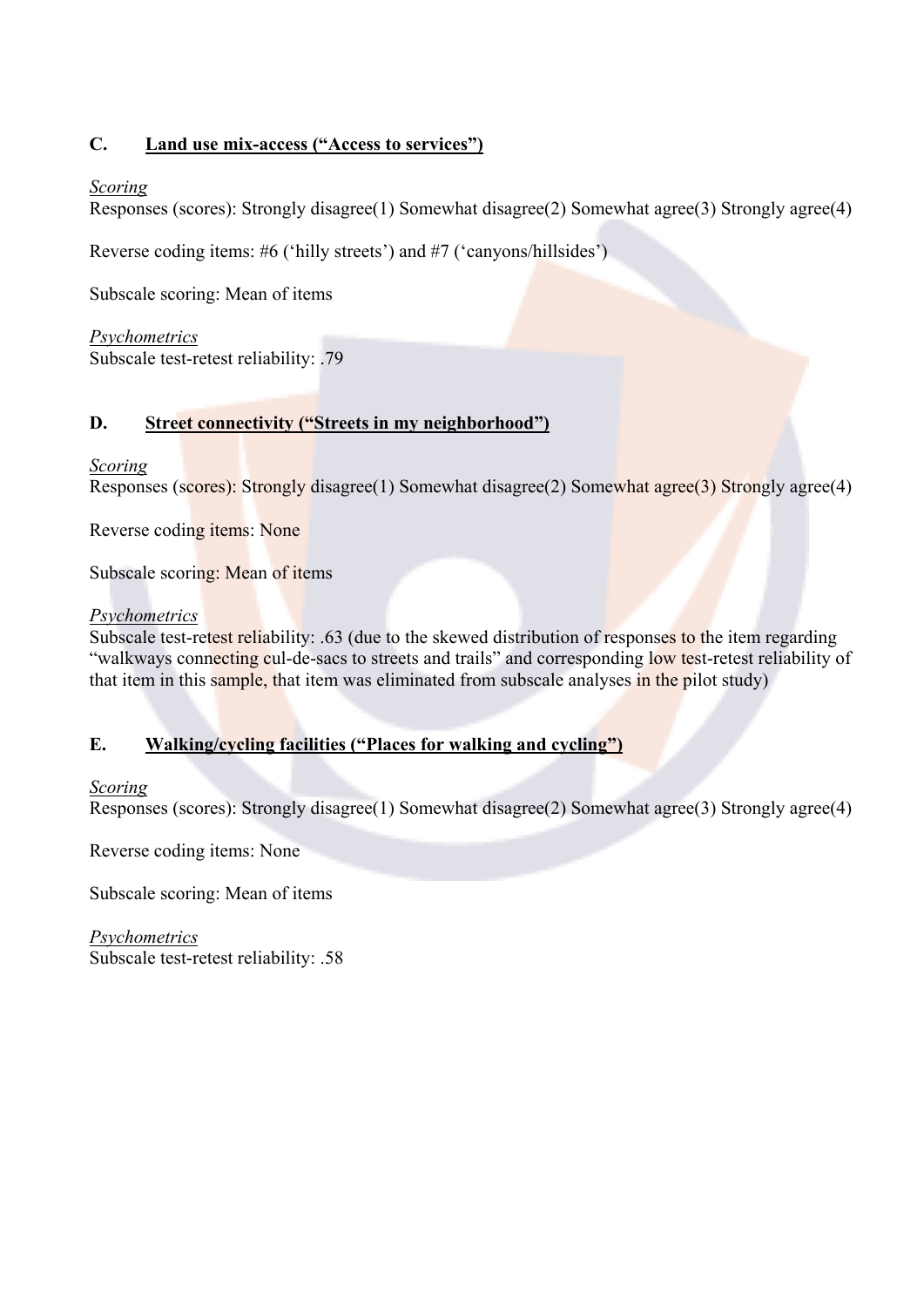## C. Land use mix-access ("Access to services")

*Scoring*

Responses (scores): Strongly disagree(1) Somewhat disagree(2) Somewhat agree(3) Strongly agree(4)

Reverse coding items: #6 ('hilly streets') and #7 ('canyons/hillsides')

Subscale scoring: Mean of items

*Psychometrics*

Subscale test-retest reliability: .79

## D. Street connectivity ("Streets in my neighborhood")

*Scoring*

Responses (scores): Strongly disagree(1) Somewhat disagree(2) Somewhat agree(3) Strongly agree(4)

Reverse coding items: None

Subscale scoring: Mean of items

*Psychometrics*

Subscale test-retest reliability: .63 (due to the skewed distribution of responses to the item regarding "walkways connecting cul-de-sacs to streets and trails" and corresponding low test-retest reliability of that item in this sample, that item was eliminated from subscale analyses in the pilot study)

## E. Walking/cycling facilities ("Places for walking and cycling")

*Scoring*

Responses (scores): Strongly disagree(1) Somewhat disagree(2) Somewhat agree(3) Strongly agree(4)

Reverse coding items: None

Subscale scoring: Mean of items

*Psychometrics*

Subscale test-retest reliability: .58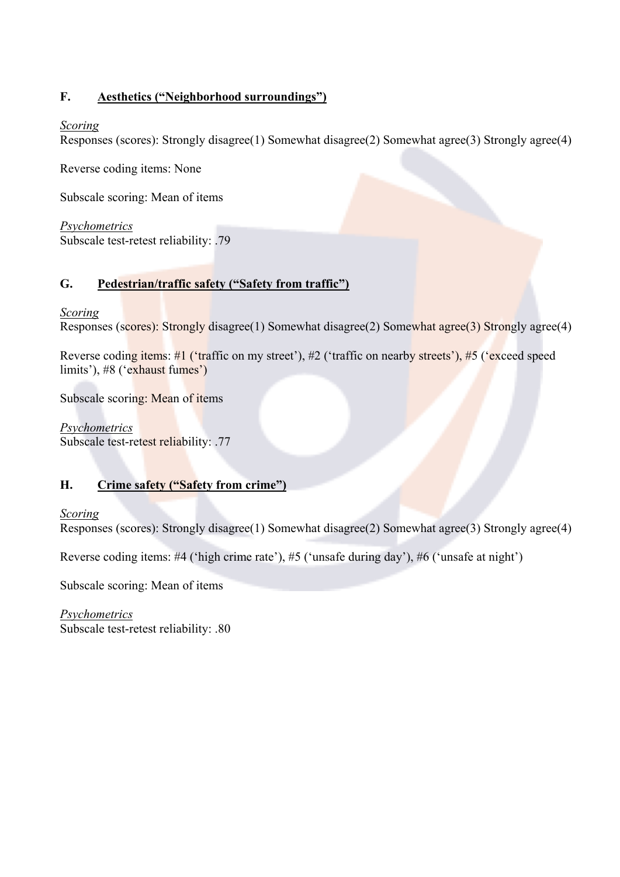## F. <u>Aesthetics ("Neighborhood surroundings")</u>

*Scoring*

Responses (scores): Strongly disagree(1) Somewhat disagree(2) Somewhat agree(3) Strongly agree(4)

Reverse coding items: None

Subscale scoring: Mean of items

*Psychometrics*

Subscale test-retest reliability: .79

## G. <u>Pedestrian/traffic safety ("Safety from traffic")</u>

*Scoring*

Responses (scores): Strongly disagree(1) Somewhat disagree(2) Somewhat agree(3) Strongly agree(4)

Reverse coding items: #1 ('traffic on my street'), #2 ('traffic on nearby streets'), #5 ('exceed speed limits'), #8 ('exhaust fumes')

Subscale scoring: Mean of items

*Psychometrics*

Subscale test-retest reliability: .77

## H. <u>Crime safety ("Safety from crime")</u>

*Scoring*

Responses (scores): Strongly disagree(1) Somewhat disagree(2) Somewhat agree(3) Strongly agree(4)

Reverse coding items: #4 ('high crime rate'), #5 ('unsafe during day'), #6 ('unsafe at night')

Subscale scoring: Mean of items

*Psychometrics*

Subscale test-retest reliability: .80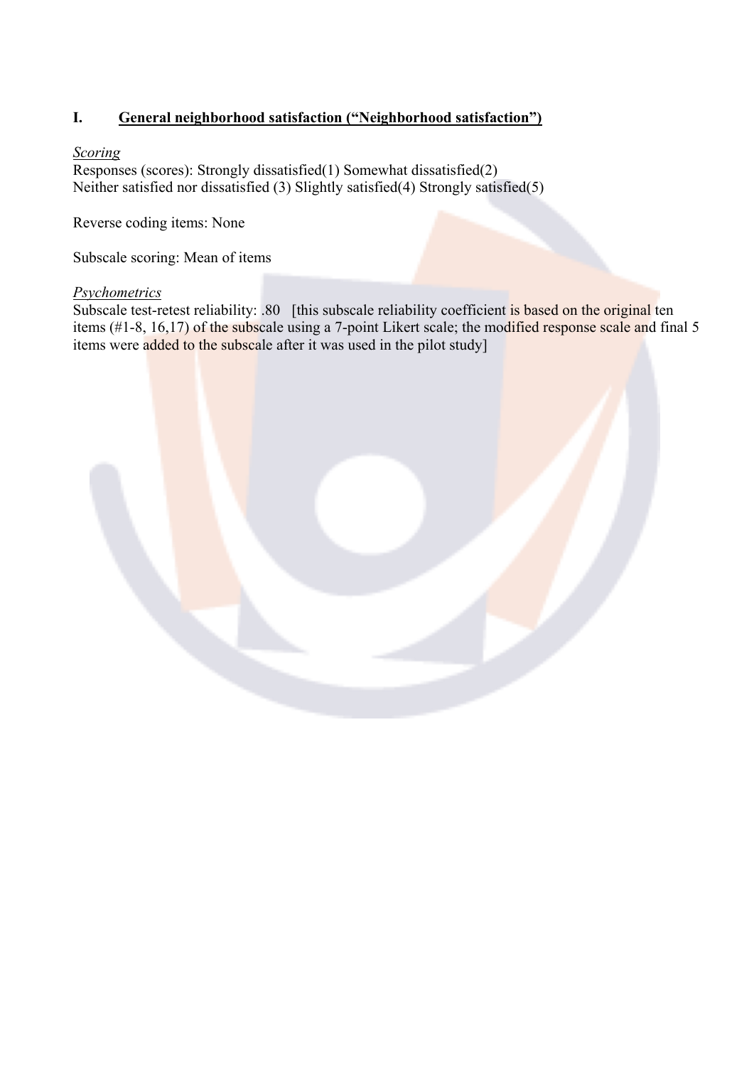## I. General neighborhood satisfaction ("Neighborhood satisfaction")

*Scoring*

Responses (scores): Strongly dissatisfied(1) Somewhat dissatisfied(2) Neither satisfied nor dissatisfied (3) Slightly satisfied(4) Strongly satisfied(5)

Reverse coding items: None

Subscale scoring: Mean of items

*Psychometrics*

Subscale test-retest reliability: .80 [this subscale reliability coefficient is based on the original ten items (#1-8, 16,17) of the subscale using a 7-point Likert scale; the modified response scale and final 5 items were added to the subscale after it was used in the pilot study]